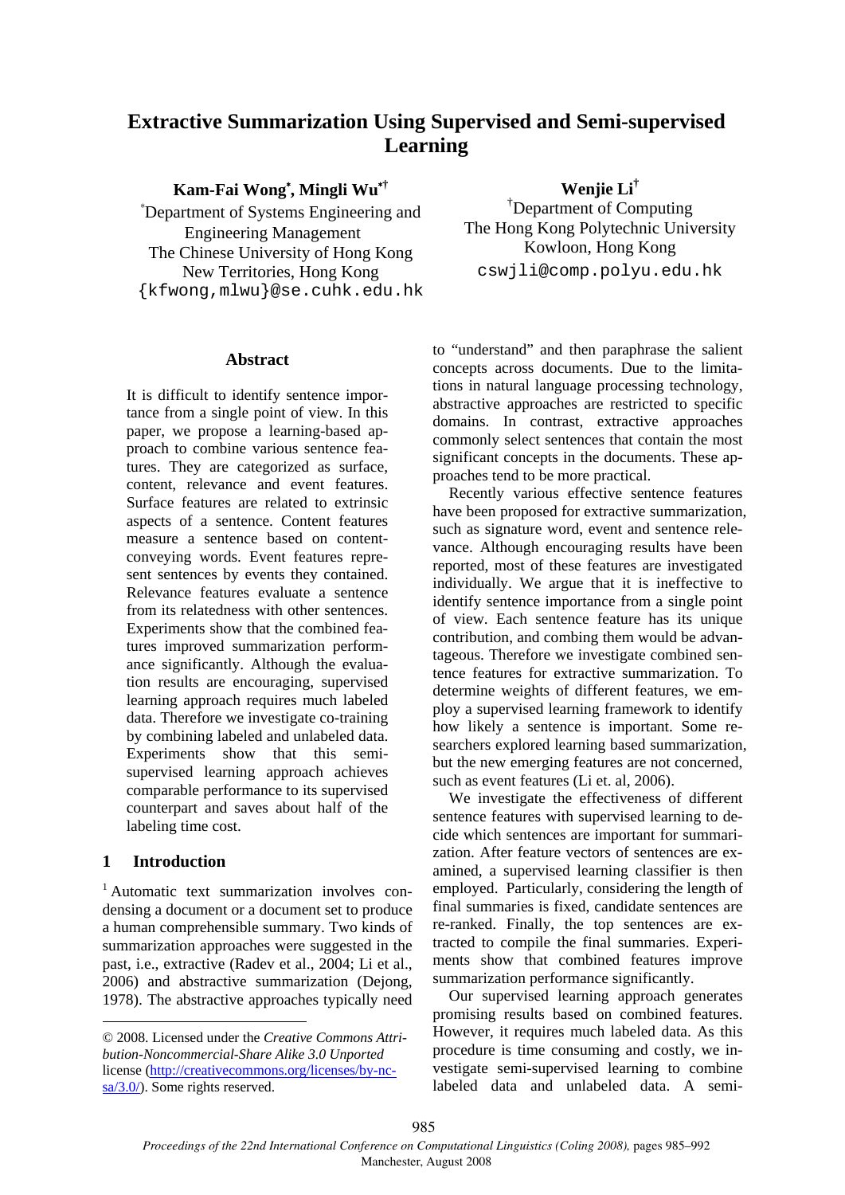# Extractive Summarization Using Supervised and Semi-supervised Learning

**Kam-Fai Wong[*], Mingli Wu[*†]**
[*]Department of Systems Engineering and Engineering Management
The Chinese University of Hong Kong
New Territories, Hong Kong
{kfwong,mlwu}@se.cuhk.edu.hk

**Wenjie Li[†]**
[†]Department of Computing
The Hong Kong Polytechnic University
Kowloon, Hong Kong
cswjli@comp.polyu.edu.hk

## Abstract

It is difficult to identify sentence importance from a single point of view. In this paper, we propose a learning-based approach to combine various sentence features. They are categorized as surface, content, relevance and event features. Surface features are related to extrinsic aspects of a sentence. Content features measure a sentence based on content-conveying words. Event features represent sentences by events they contained. Relevance features evaluate a sentence from its relatedness with other sentences. Experiments show that the combined features improved summarization performance significantly. Although the evaluation results are encouraging, supervised learning approach requires much labeled data. Therefore we investigate co-training by combining labeled and unlabeled data. Experiments show that this semi-supervised learning approach achieves comparable performance to its supervised counterpart and saves about half of the labeling time cost.

## 1 Introduction

[1] Automatic text summarization involves condensing a document or a document set to produce a human comprehensible summary. Two kinds of summarization approaches were suggested in the past, i.e., extractive (Radev et al., 2004; Li et al., 2006) and abstractive summarization (Dejong, 1978). The abstractive approaches typically need to "understand" and then paraphrase the salient concepts across documents. Due to the limitations in natural language processing technology, abstractive approaches are restricted to specific domains. In contrast, extractive approaches commonly select sentences that contain the most significant concepts in the documents. These approaches tend to be more practical.

Recently various effective sentence features have been proposed for extractive summarization, such as signature word, event and sentence relevance. Although encouraging results have been reported, most of these features are investigated individually. We argue that it is ineffective to identify sentence importance from a single point of view. Each sentence feature has its unique contribution, and combing them would be advantageous. Therefore we investigate combined sentence features for extractive summarization. To determine weights of different features, we employ a supervised learning framework to identify how likely a sentence is important. Some researchers explored learning based summarization, but the new emerging features are not concerned, such as event features (Li et. al, 2006).

We investigate the effectiveness of different sentence features with supervised learning to decide which sentences are important for summarization. After feature vectors of sentences are examined, a supervised learning classifier is then employed. Particularly, considering the length of final summaries is fixed, candidate sentences are re-ranked. Finally, the top sentences are extracted to compile the final summaries. Experiments show that combined features improve summarization performance significantly.

Our supervised learning approach generates promising results based on combined features. However, it requires much labeled data. As this procedure is time consuming and costly, we investigate semi-supervised learning to combine labeled data and unlabeled data. A semi-

---

© 2008. Licensed under the *Creative Commons Attribution-Noncommercial-Share Alike 3.0 Unported* license (http://creativecommons.org/licenses/by-nc-sa/3.0/). Some rights reserved.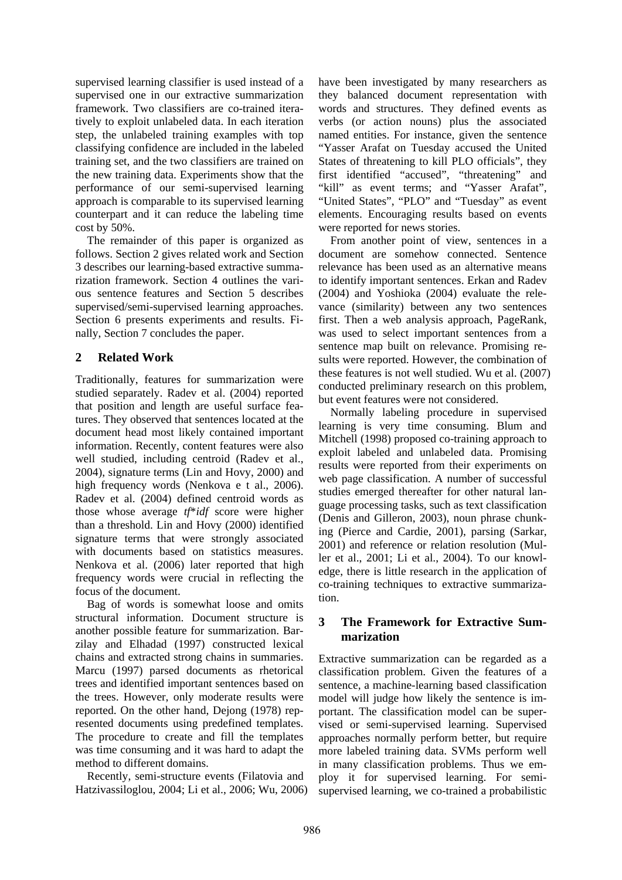supervised learning classifier is used instead of a supervised one in our extractive summarization framework. Two classifiers are co-trained iteratively to exploit unlabeled data. In each iteration step, the unlabeled training examples with top classifying confidence are included in the labeled training set, and the two classifiers are trained on the new training data. Experiments show that the performance of our semi-supervised learning approach is comparable to its supervised learning counterpart and it can reduce the labeling time cost by 50%.

The remainder of this paper is organized as follows. Section 2 gives related work and Section 3 describes our learning-based extractive summarization framework. Section 4 outlines the various sentence features and Section 5 describes supervised/semi-supervised learning approaches. Section 6 presents experiments and results. Finally, Section 7 concludes the paper.

## 2 Related Work

Traditionally, features for summarization were studied separately. Radev et al. (2004) reported that position and length are useful surface features. They observed that sentences located at the document head most likely contained important information. Recently, content features were also well studied, including centroid (Radev et al., 2004), signature terms (Lin and Hovy, 2000) and high frequency words (Nenkova e t al., 2006). Radev et al. (2004) defined centroid words as those whose average *tf*\**idf* score were higher than a threshold. Lin and Hovy (2000) identified signature terms that were strongly associated with documents based on statistics measures. Nenkova et al. (2006) later reported that high frequency words were crucial in reflecting the focus of the document.

Bag of words is somewhat loose and omits structural information. Document structure is another possible feature for summarization. Barzilay and Elhadad (1997) constructed lexical chains and extracted strong chains in summaries. Marcu (1997) parsed documents as rhetorical trees and identified important sentences based on the trees. However, only moderate results were reported. On the other hand, Dejong (1978) represented documents using predefined templates. The procedure to create and fill the templates was time consuming and it was hard to adapt the method to different domains.

Recently, semi-structure events (Filatovia and Hatzivassiloglou, 2004; Li et al., 2006; Wu, 2006) have been investigated by many researchers as they balanced document representation with words and structures. They defined events as verbs (or action nouns) plus the associated named entities. For instance, given the sentence "Yasser Arafat on Tuesday accused the United States of threatening to kill PLO officials", they first identified "accused", "threatening" and "kill" as event terms; and "Yasser Arafat", "United States", "PLO" and "Tuesday" as event elements. Encouraging results based on events were reported for news stories.

From another point of view, sentences in a document are somehow connected. Sentence relevance has been used as an alternative means to identify important sentences. Erkan and Radev (2004) and Yoshioka (2004) evaluate the relevance (similarity) between any two sentences first. Then a web analysis approach, PageRank, was used to select important sentences from a sentence map built on relevance. Promising results were reported. However, the combination of these features is not well studied. Wu et al. (2007) conducted preliminary research on this problem, but event features were not considered.

Normally labeling procedure in supervised learning is very time consuming. Blum and Mitchell (1998) proposed co-training approach to exploit labeled and unlabeled data. Promising results were reported from their experiments on web page classification. A number of successful studies emerged thereafter for other natural language processing tasks, such as text classification (Denis and Gilleron, 2003), noun phrase chunking (Pierce and Cardie, 2001), parsing (Sarkar, 2001) and reference or relation resolution (Muller et al., 2001; Li et al., 2004). To our knowledge, there is little research in the application of co-training techniques to extractive summarization.

## 3 The Framework for Extractive Summarization

Extractive summarization can be regarded as a classification problem. Given the features of a sentence, a machine-learning based classification model will judge how likely the sentence is important. The classification model can be supervised or semi-supervised learning. Supervised approaches normally perform better, but require more labeled training data. SVMs perform well in many classification problems. Thus we employ it for supervised learning. For semi-supervised learning, we co-trained a probabilistic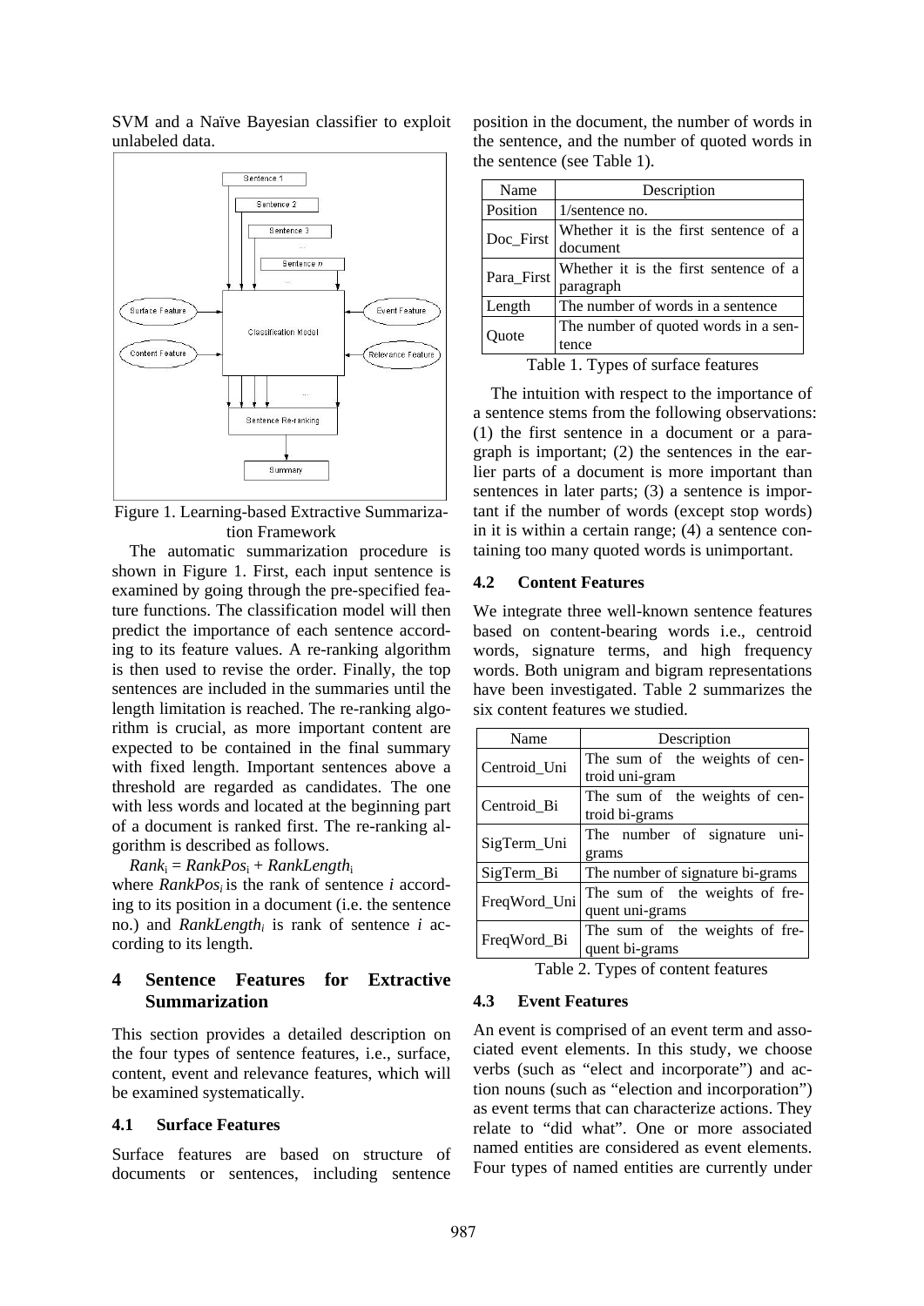SVM and a Naïve Bayesian classifier to exploit unlabeled data.

Figure 1. Learning-based Extractive Summarization Framework

The automatic summarization procedure is shown in Figure 1. First, each input sentence is examined by going through the pre-specified feature functions. The classification model will then predict the importance of each sentence according to its feature values. A re-ranking algorithm is then used to revise the order. Finally, the top sentences are included in the summaries until the length limitation is reached. The re-ranking algorithm is crucial, as more important content are expected to be contained in the final summary with fixed length. Important sentences above a threshold are regarded as candidates. The one with less words and located at the beginning part of a document is ranked first. The re-ranking algorithm is described as follows.

$Rank_i = RankPos_i + RankLength_i$

where $RankPos_i$ is the rank of sentence $i$ according to its position in a document (i.e. the sentence no.) and $RankLength_i$ is rank of sentence $i$ according to its length.

# 4 Sentence Features for Extractive Summarization

This section provides a detailed description on the four types of sentence features, i.e., surface, content, event and relevance features, which will be examined systematically.

## 4.1 Surface Features

Surface features are based on structure of documents or sentences, including sentence position in the document, the number of words in the sentence, and the number of quoted words in the sentence (see Table 1).

| Name | Description |
|---|---|
| Position | 1/sentence no. |
| Doc_First | Whether it is the first sentence of a document |
| Para_First | Whether it is the first sentence of a paragraph |
| Length | The number of words in a sentence |
| Quote | The number of quoted words in a sentence |

Table 1. Types of surface features

The intuition with respect to the importance of a sentence stems from the following observations: (1) the first sentence in a document or a paragraph is important; (2) the sentences in the earlier parts of a document is more important than sentences in later parts; (3) a sentence is important if the number of words (except stop words) in it is within a certain range; (4) a sentence containing too many quoted words is unimportant.

## 4.2 Content Features

We integrate three well-known sentence features based on content-bearing words i.e., centroid words, signature terms, and high frequency words. Both unigram and bigram representations have been investigated. Table 2 summarizes the six content features we studied.

| Name | Description |
|---|---|
| Centroid_Uni | The sum of the weights of centroid uni-gram |
| Centroid_Bi | The sum of the weights of centroid bi-grams |
| SigTerm_Uni | The number of signature uni-grams |
| SigTerm_Bi | The number of signature bi-grams |
| FreqWord_Uni | The sum of the weights of frequent uni-grams |
| FreqWord_Bi | The sum of the weights of frequent bi-grams |

Table 2. Types of content features

## 4.3 Event Features

An event is comprised of an event term and associated event elements. In this study, we choose verbs (such as "elect and incorporate") and action nouns (such as "election and incorporation") as event terms that can characterize actions. They relate to "did what". One or more associated named entities are considered as event elements. Four types of named entities are currently under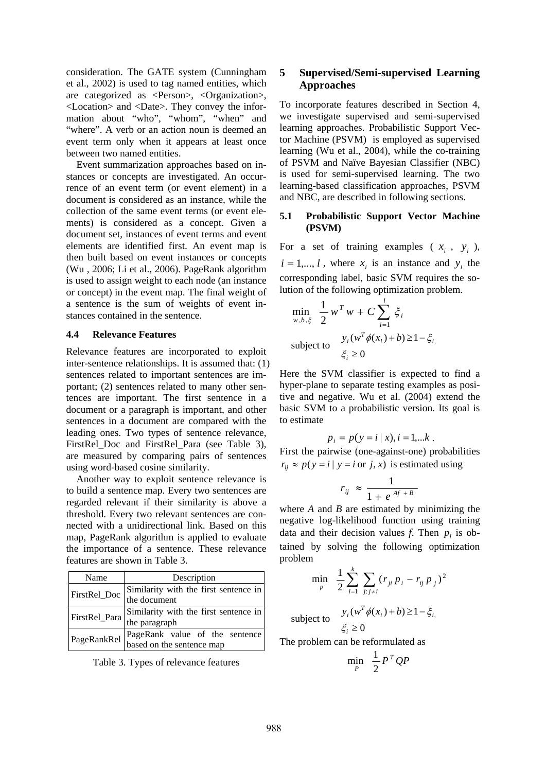consideration. The GATE system (Cunningham et al., 2002) is used to tag named entities, which are categorized as <Person>, <Organization>, <Location> and <Date>. They convey the information about "who", "whom", "when" and "where". A verb or an action noun is deemed an event term only when it appears at least once between two named entities.

Event summarization approaches based on instances or concepts are investigated. An occurrence of an event term (or event element) in a document is considered as an instance, while the collection of the same event terms (or event elements) is considered as a concept. Given a document set, instances of event terms and event elements are identified first. An event map is then built based on event instances or concepts (Wu , 2006; Li et al., 2006). PageRank algorithm is used to assign weight to each node (an instance or concept) in the event map. The final weight of a sentence is the sum of weights of event instances contained in the sentence.

### 4.4 Relevance Features

Relevance features are incorporated to exploit inter-sentence relationships. It is assumed that: (1) sentences related to important sentences are important; (2) sentences related to many other sentences are important. The first sentence in a document or a paragraph is important, and other sentences in a document are compared with the leading ones. Two types of sentence relevance, FirstRel_Doc and FirstRel_Para (see Table 3), are measured by comparing pairs of sentences using word-based cosine similarity.

Another way to exploit sentence relevance is to build a sentence map. Every two sentences are regarded relevant if their similarity is above a threshold. Every two relevant sentences are connected with a unidirectional link. Based on this map, PageRank algorithm is applied to evaluate the importance of a sentence. These relevance features are shown in Table 3.

| Name | Description |
|---|---|
| FirstRel_Doc | Similarity with the first sentence in the document |
| FirstRel_Para | Similarity with the first sentence in the paragraph |
| PageRankRel | PageRank value of the sentence based on the sentence map |

Table 3. Types of relevance features

## 5 Supervised/Semi-supervised Learning Approaches

To incorporate features described in Section 4, we investigate supervised and semi-supervised learning approaches. Probabilistic Support Vector Machine (PSVM) is employed as supervised learning (Wu et al., 2004), while the co-training of PSVM and Naïve Bayesian Classifier (NBC) is used for semi-supervised learning. The two learning-based classification approaches, PSVM and NBC, are described in following sections.

### 5.1 Probabilistic Support Vector Machine (PSVM)

For a set of training examples ( $x_i$ , $y_i$ ), $i = 1,..., l$ , where $x_i$ is an instance and $y_i$ the corresponding label, basic SVM requires the solution of the following optimization problem.

$$\min_{w,b,\xi} \ \frac{1}{2} w^T w + C \sum_{i=1}^{l} \xi_i$$

$$\text{subject to} \quad \begin{array}{l} y_i (w^T \phi(x_i) + b) \geq 1 - \xi_i, \\ \xi_i \geq 0 \end{array}$$

Here the SVM classifier is expected to find a hyper-plane to separate testing examples as positive and negative. Wu et al. (2004) extend the basic SVM to a probabilistic version. Its goal is to estimate

$$p_i = p(y = i \mid x), i = 1,...k \, .$$

First the pairwise (one-against-one) probabilities $r_{ij} \approx p(y = i \mid y = i \text{ or } j, x)$ is estimated using

$$r_{ij} \approx \frac{1}{1 + e^{Af + B}}$$

where *A* and *B* are estimated by minimizing the negative log-likelihood function using training data and their decision values *f*. Then $p_i$ is obtained by solving the following optimization problem

$$\min_{p} \ \frac{1}{2} \sum_{i=1}^{k} \sum_{j: j \neq i} (r_{ji} p_i - r_{ij} p_j)^2$$

$$\text{subject to} \quad \begin{array}{l} y_i (w^T \phi(x_i) + b) \geq 1 - \xi_i, \\ \xi_i \geq 0 \end{array}$$

The problem can be reformulated as

$$\min_{P} \ \frac{1}{2} P^T Q P$$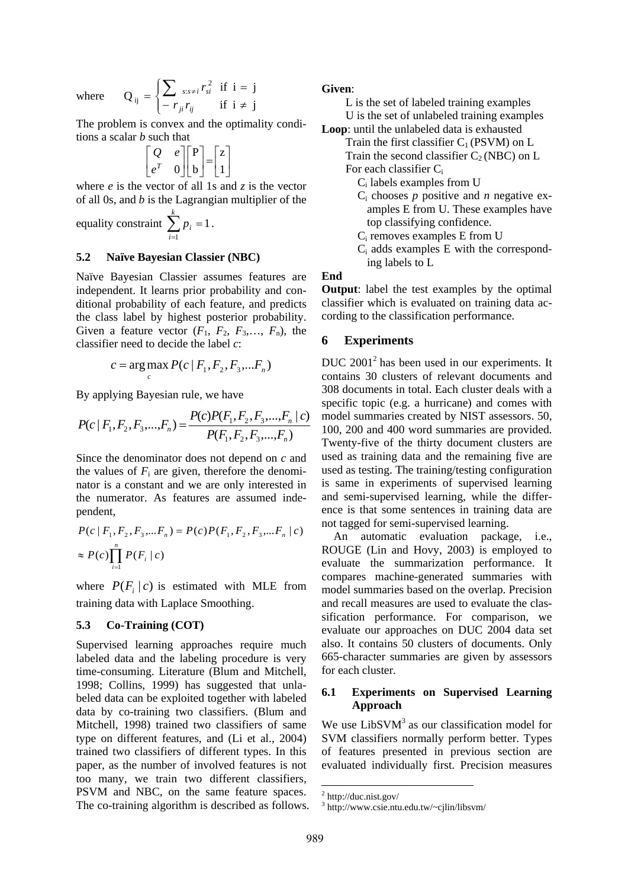where $$Q_{ij} = \begin{cases} \sum_{s:s \neq i} r_{si}^2 & \text{if } i = j \\ -r_{ji} r_{ij} & \text{if } i \neq j \end{cases}$$

The problem is convex and the optimality conditions a scalar *b* such that

$$\begin{bmatrix} Q & e \\ e^T & 0 \end{bmatrix} \begin{bmatrix} \mathrm{P} \\ \mathrm{b} \end{bmatrix} = \begin{bmatrix} \mathrm{z} \\ 1 \end{bmatrix}$$

where *e* is the vector of all 1s and *z* is the vector of all 0s, and *b* is the Lagrangian multiplier of the equality constraint $\sum_{i=1}^{k} p_i = 1$.

### 5.2 Naïve Bayesian Classier (NBC)

Naïve Bayesian Classier assumes features are independent. It learns prior probability and conditional probability of each feature, and predicts the class label by highest posterior probability. Given a feature vector ($F_1$, $F_2$, $F_3$,…, $F_n$), the classifier need to decide the label *c*:

$$c = \arg\max_c P(c \mid F_1, F_2, F_3, ...F_n)$$

By applying Bayesian rule, we have

$$P(c \mid F_1, F_2, F_3, ..., F_n) = \frac{P(c)P(F_1, F_2, F_3, ..., F_n \mid c)}{P(F_1, F_2, F_3, ..., F_n)}$$

Since the denominator does not depend on *c* and the values of $F_i$ are given, therefore the denominator is a constant and we are only interested in the numerator. As features are assumed independent,

$$P(c \mid F_1, F_2, F_3, ...F_n) = P(c)P(F_1, F_2, F_3, ...F_n \mid c)$$
$$\approx P(c)\prod_{i=1}^{n} P(F_i \mid c)$$

where $P(F_i \mid c)$ is estimated with MLE from training data with Laplace Smoothing.

### 5.3 Co-Training (COT)

Supervised learning approaches require much labeled data and the labeling procedure is very time-consuming. Literature (Blum and Mitchell, 1998; Collins, 1999) has suggested that unlabeled data can be exploited together with labeled data by co-training two classifiers. (Blum and Mitchell, 1998) trained two classifiers of same type on different features, and (Li et al., 2004) trained two classifiers of different types. In this paper, as the number of involved features is not too many, we train two different classifiers, PSVM and NBC, on the same feature spaces. The co-training algorithm is described as follows.

**Given**:
- L is the set of labeled training examples
- U is the set of unlabeled training examples

**Loop**: until the unlabeled data is exhausted
- Train the first classifier $C_1$ (PSVM) on L
- Train the second classifier $C_2$ (NBC) on L
- For each classifier $C_i$
  - $C_i$ labels examples from U
  - $C_i$ chooses *p* positive and *n* negative examples E from U. These examples have top classifying confidence.
  - $C_i$ removes examples E from U
  - $C_i$ adds examples E with the corresponding labels to L

**End**

**Output**: label the test examples by the optimal classifier which is evaluated on training data according to the classification performance.

## 6 Experiments

DUC 2001[2] has been used in our experiments. It contains 30 clusters of relevant documents and 308 documents in total. Each cluster deals with a specific topic (e.g. a hurricane) and comes with model summaries created by NIST assessors. 50, 100, 200 and 400 word summaries are provided. Twenty-five of the thirty document clusters are used as training data and the remaining five are used as testing. The training/testing configuration is same in experiments of supervised learning and semi-supervised learning, while the difference is that some sentences in training data are not tagged for semi-supervised learning.

An automatic evaluation package, i.e., ROUGE (Lin and Hovy, 2003) is employed to evaluate the summarization performance. It compares machine-generated summaries with model summaries based on the overlap. Precision and recall measures are used to evaluate the classification performance. For comparison, we evaluate our approaches on DUC 2004 data set also. It contains 50 clusters of documents. Only 665-character summaries are given by assessors for each cluster.

### 6.1 Experiments on Supervised Learning Approach

We use LibSVM[3] as our classification model for SVM classifiers normally perform better. Types of features presented in previous section are evaluated individually first. Precision measures

[2] http://duc.nist.gov/

[3] http://www.csie.ntu.edu.tw/~cjlin/libsvm/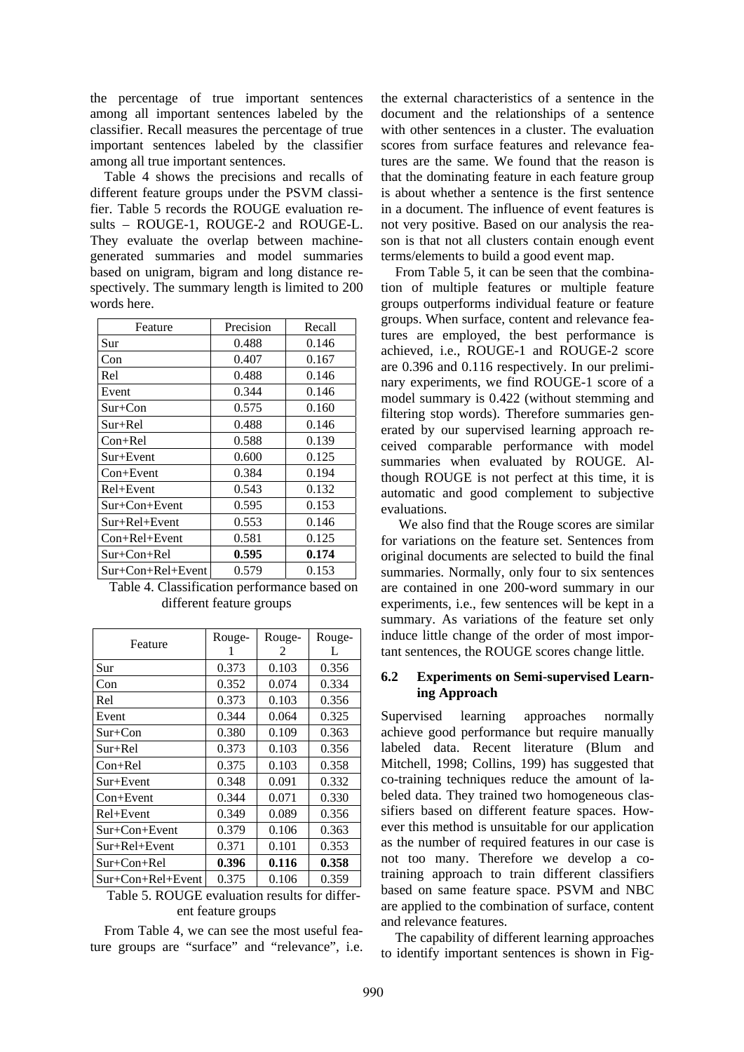the percentage of true important sentences among all important sentences labeled by the classifier. Recall measures the percentage of true important sentences labeled by the classifier among all true important sentences.

Table 4 shows the precisions and recalls of different feature groups under the PSVM classifier. Table 5 records the ROUGE evaluation results – ROUGE-1, ROUGE-2 and ROUGE-L. They evaluate the overlap between machine-generated summaries and model summaries based on unigram, bigram and long distance respectively. The summary length is limited to 200 words here.

| Feature | Precision | Recall |
|---|---|---|
| Sur | 0.488 | 0.146 |
| Con | 0.407 | 0.167 |
| Rel | 0.488 | 0.146 |
| Event | 0.344 | 0.146 |
| Sur+Con | 0.575 | 0.160 |
| Sur+Rel | 0.488 | 0.146 |
| Con+Rel | 0.588 | 0.139 |
| Sur+Event | 0.600 | 0.125 |
| Con+Event | 0.384 | 0.194 |
| Rel+Event | 0.543 | 0.132 |
| Sur+Con+Event | 0.595 | 0.153 |
| Sur+Rel+Event | 0.553 | 0.146 |
| Con+Rel+Event | 0.581 | 0.125 |
| Sur+Con+Rel | **0.595** | **0.174** |
| Sur+Con+Rel+Event | 0.579 | 0.153 |

Table 4. Classification performance based on different feature groups

| Feature | Rouge-1 | Rouge-2 | Rouge-L |
|---|---|---|---|
| Sur | 0.373 | 0.103 | 0.356 |
| Con | 0.352 | 0.074 | 0.334 |
| Rel | 0.373 | 0.103 | 0.356 |
| Event | 0.344 | 0.064 | 0.325 |
| Sur+Con | 0.380 | 0.109 | 0.363 |
| Sur+Rel | 0.373 | 0.103 | 0.356 |
| Con+Rel | 0.375 | 0.103 | 0.358 |
| Sur+Event | 0.348 | 0.091 | 0.332 |
| Con+Event | 0.344 | 0.071 | 0.330 |
| Rel+Event | 0.349 | 0.089 | 0.356 |
| Sur+Con+Event | 0.379 | 0.106 | 0.363 |
| Sur+Rel+Event | 0.371 | 0.101 | 0.353 |
| Sur+Con+Rel | **0.396** | **0.116** | **0.358** |
| Sur+Con+Rel+Event | 0.375 | 0.106 | 0.359 |

Table 5. ROUGE evaluation results for different feature groups

From Table 4, we can see the most useful feature groups are "surface" and "relevance", i.e. the external characteristics of a sentence in the document and the relationships of a sentence with other sentences in a cluster. The evaluation scores from surface features and relevance features are the same. We found that the reason is that the dominating feature in each feature group is about whether a sentence is the first sentence in a document. The influence of event features is not very positive. Based on our analysis the reason is that not all clusters contain enough event terms/elements to build a good event map.

From Table 5, it can be seen that the combination of multiple features or multiple feature groups outperforms individual feature or feature groups. When surface, content and relevance features are employed, the best performance is achieved, i.e., ROUGE-1 and ROUGE-2 score are 0.396 and 0.116 respectively. In our preliminary experiments, we find ROUGE-1 score of a model summary is 0.422 (without stemming and filtering stop words). Therefore summaries generated by our supervised learning approach received comparable performance with model summaries when evaluated by ROUGE. Although ROUGE is not perfect at this time, it is automatic and good complement to subjective evaluations.

We also find that the Rouge scores are similar for variations on the feature set. Sentences from original documents are selected to build the final summaries. Normally, only four to six sentences are contained in one 200-word summary in our experiments, i.e., few sentences will be kept in a summary. As variations of the feature set only induce little change of the order of most important sentences, the ROUGE scores change little.

### 6.2 Experiments on Semi-supervised Learning Approach

Supervised learning approaches normally achieve good performance but require manually labeled data. Recent literature (Blum and Mitchell, 1998; Collins, 199) has suggested that co-training techniques reduce the amount of labeled data. They trained two homogeneous classifiers based on different feature spaces. However this method is unsuitable for our application as the number of required features in our case is not too many. Therefore we develop a co-training approach to train different classifiers based on same feature space. PSVM and NBC are applied to the combination of surface, content and relevance features.

The capability of different learning approaches to identify important sentences is shown in Fig-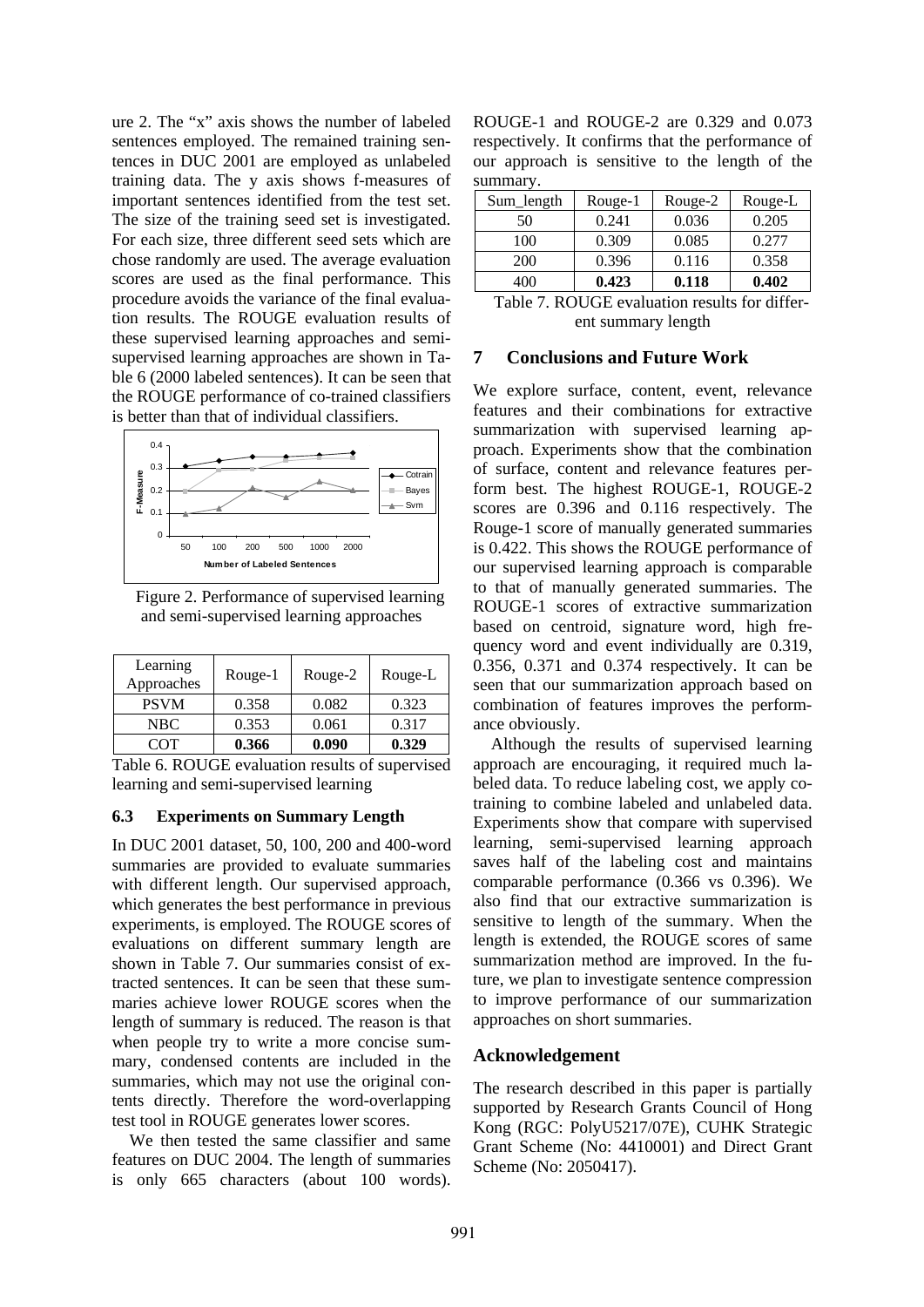ure 2. The "x" axis shows the number of labeled sentences employed. The remained training sentences in DUC 2001 are employed as unlabeled training data. The y axis shows f-measures of important sentences identified from the test set. The size of the training seed set is investigated. For each size, three different seed sets which are chose randomly are used. The average evaluation scores are used as the final performance. This procedure avoids the variance of the final evaluation results. The ROUGE evaluation results of these supervised learning approaches and semi-supervised learning approaches are shown in Table 6 (2000 labeled sentences). It can be seen that the ROUGE performance of co-trained classifiers is better than that of individual classifiers.

Figure 2. Performance of supervised learning and semi-supervised learning approaches

| Learning Approaches | Rouge-1 | Rouge-2 | Rouge-L |
|---|---|---|---|
| PSVM | 0.358 | 0.082 | 0.323 |
| NBC | 0.353 | 0.061 | 0.317 |
| COT | **0.366** | **0.090** | **0.329** |

Table 6. ROUGE evaluation results of supervised learning and semi-supervised learning

### 6.3 Experiments on Summary Length

In DUC 2001 dataset, 50, 100, 200 and 400-word summaries are provided to evaluate summaries with different length. Our supervised approach, which generates the best performance in previous experiments, is employed. The ROUGE scores of evaluations on different summary length are shown in Table 7. Our summaries consist of extracted sentences. It can be seen that these summaries achieve lower ROUGE scores when the length of summary is reduced. The reason is that when people try to write a more concise summary, condensed contents are included in the summaries, which may not use the original contents directly. Therefore the word-overlapping test tool in ROUGE generates lower scores.

We then tested the same classifier and same features on DUC 2004. The length of summaries is only 665 characters (about 100 words). ROUGE-1 and ROUGE-2 are 0.329 and 0.073 respectively. It confirms that the performance of our approach is sensitive to the length of the summary.

| Sum_length | Rouge-1 | Rouge-2 | Rouge-L |
|---|---|---|---|
| 50 | 0.241 | 0.036 | 0.205 |
| 100 | 0.309 | 0.085 | 0.277 |
| 200 | 0.396 | 0.116 | 0.358 |
| 400 | **0.423** | **0.118** | **0.402** |

Table 7. ROUGE evaluation results for different summary length

## 7 Conclusions and Future Work

We explore surface, content, event, relevance features and their combinations for extractive summarization with supervised learning approach. Experiments show that the combination of surface, content and relevance features perform best. The highest ROUGE-1, ROUGE-2 scores are 0.396 and 0.116 respectively. The Rouge-1 score of manually generated summaries is 0.422. This shows the ROUGE performance of our supervised learning approach is comparable to that of manually generated summaries. The ROUGE-1 scores of extractive summarization based on centroid, signature word, high frequency word and event individually are 0.319, 0.356, 0.371 and 0.374 respectively. It can be seen that our summarization approach based on combination of features improves the performance obviously.

Although the results of supervised learning approach are encouraging, it required much labeled data. To reduce labeling cost, we apply co-training to combine labeled and unlabeled data. Experiments show that compare with supervised learning, semi-supervised learning approach saves half of the labeling cost and maintains comparable performance (0.366 vs 0.396). We also find that our extractive summarization is sensitive to length of the summary. When the length is extended, the ROUGE scores of same summarization method are improved. In the future, we plan to investigate sentence compression to improve performance of our summarization approaches on short summaries.

## Acknowledgement

The research described in this paper is partially supported by Research Grants Council of Hong Kong (RGC: PolyU5217/07E), CUHK Strategic Grant Scheme (No: 4410001) and Direct Grant Scheme (No: 2050417).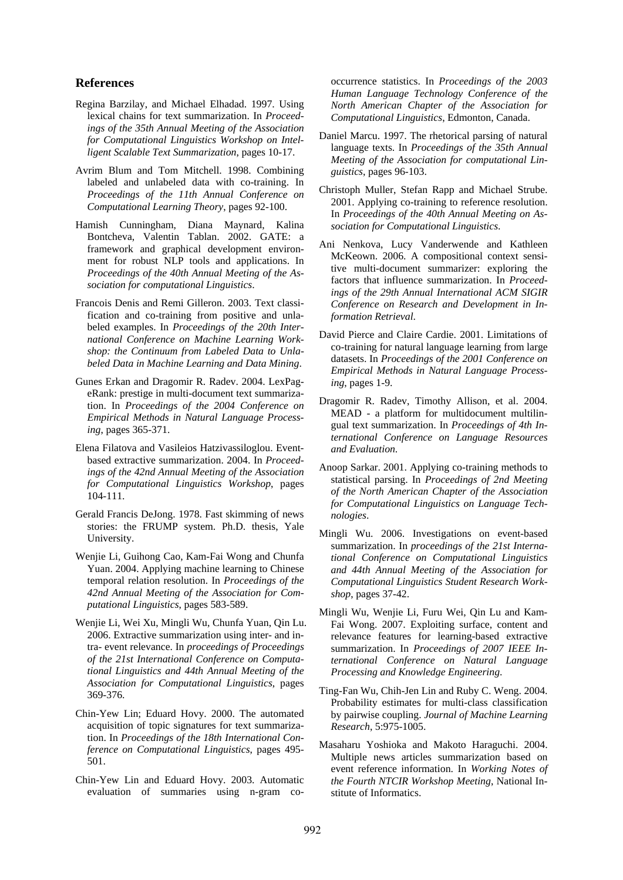## References

Regina Barzilay, and Michael Elhadad. 1997. Using lexical chains for text summarization. In *Proceedings of the 35th Annual Meeting of the Association for Computational Linguistics Workshop on Intelligent Scalable Text Summarization*, pages 10-17.

Avrim Blum and Tom Mitchell. 1998. Combining labeled and unlabeled data with co-training. In *Proceedings of the 11th Annual Conference on Computational Learning Theory*, pages 92-100.

Hamish Cunningham, Diana Maynard, Kalina Bontcheva, Valentin Tablan. 2002. GATE: a framework and graphical development environment for robust NLP tools and applications. In *Proceedings of the 40th Annual Meeting of the Association for computational Linguistics*.

Francois Denis and Remi Gilleron. 2003. Text classification and co-training from positive and unlabeled examples. In *Proceedings of the 20th International Conference on Machine Learning Workshop: the Continuum from Labeled Data to Unlabeled Data in Machine Learning and Data Mining*.

Gunes Erkan and Dragomir R. Radev. 2004. LexPageRank: prestige in multi-document text summarization. In *Proceedings of the 2004 Conference on Empirical Methods in Natural Language Processing*, pages 365-371.

Elena Filatova and Vasileios Hatzivassiloglou. Event-based extractive summarization. 2004. In *Proceedings of the 42nd Annual Meeting of the Association for Computational Linguistics Workshop*, pages 104-111.

Gerald Francis DeJong. 1978. Fast skimming of news stories: the FRUMP system. Ph.D. thesis, Yale University.

Wenjie Li, Guihong Cao, Kam-Fai Wong and Chunfa Yuan. 2004. Applying machine learning to Chinese temporal relation resolution. In *Proceedings of the 42nd Annual Meeting of the Association for Computational Linguistics*, pages 583-589.

Wenjie Li, Wei Xu, Mingli Wu, Chunfa Yuan, Qin Lu. 2006. Extractive summarization using inter- and intra- event relevance. In *proceedings of Proceedings of the 21st International Conference on Computational Linguistics and 44th Annual Meeting of the Association for Computational Linguistics*, pages 369-376.

Chin-Yew Lin; Eduard Hovy. 2000. The automated acquisition of topic signatures for text summarization. In *Proceedings of the 18th International Conference on Computational Linguistics*, pages 495-501.

Chin-Yew Lin and Eduard Hovy. 2003. Automatic evaluation of summaries using n-gram co-occurrence statistics. In *Proceedings of the 2003 Human Language Technology Conference of the North American Chapter of the Association for Computational Linguistics*, Edmonton, Canada.

Daniel Marcu. 1997. The rhetorical parsing of natural language texts. In *Proceedings of the 35th Annual Meeting of the Association for computational Linguistics*, pages 96-103.

Christoph Muller, Stefan Rapp and Michael Strube. 2001. Applying co-training to reference resolution. In *Proceedings of the 40th Annual Meeting on Association for Computational Linguistics*.

Ani Nenkova, Lucy Vanderwende and Kathleen McKeown. 2006. A compositional context sensitive multi-document summarizer: exploring the factors that influence summarization. In *Proceedings of the 29th Annual International ACM SIGIR Conference on Research and Development in Information Retrieval*.

David Pierce and Claire Cardie. 2001. Limitations of co-training for natural language learning from large datasets. In *Proceedings of the 2001 Conference on Empirical Methods in Natural Language Processing*, pages 1-9.

Dragomir R. Radev, Timothy Allison, et al. 2004. MEAD - a platform for multidocument multilingual text summarization. In *Proceedings of 4th International Conference on Language Resources and Evaluation*.

Anoop Sarkar. 2001. Applying co-training methods to statistical parsing. In *Proceedings of 2nd Meeting of the North American Chapter of the Association for Computational Linguistics on Language Technologies*.

Mingli Wu. 2006. Investigations on event-based summarization. In *proceedings of the 21st International Conference on Computational Linguistics and 44th Annual Meeting of the Association for Computational Linguistics Student Research Workshop*, pages 37-42.

Mingli Wu, Wenjie Li, Furu Wei, Qin Lu and Kam-Fai Wong. 2007. Exploiting surface, content and relevance features for learning-based extractive summarization. In *Proceedings of 2007 IEEE International Conference on Natural Language Processing and Knowledge Engineering*.

Ting-Fan Wu, Chih-Jen Lin and Ruby C. Weng. 2004. Probability estimates for multi-class classification by pairwise coupling. *Journal of Machine Learning Research*, 5:975-1005.

Masaharu Yoshioka and Makoto Haraguchi. 2004. Multiple news articles summarization based on event reference information. In *Working Notes of the Fourth NTCIR Workshop Meeting*, National Institute of Informatics.